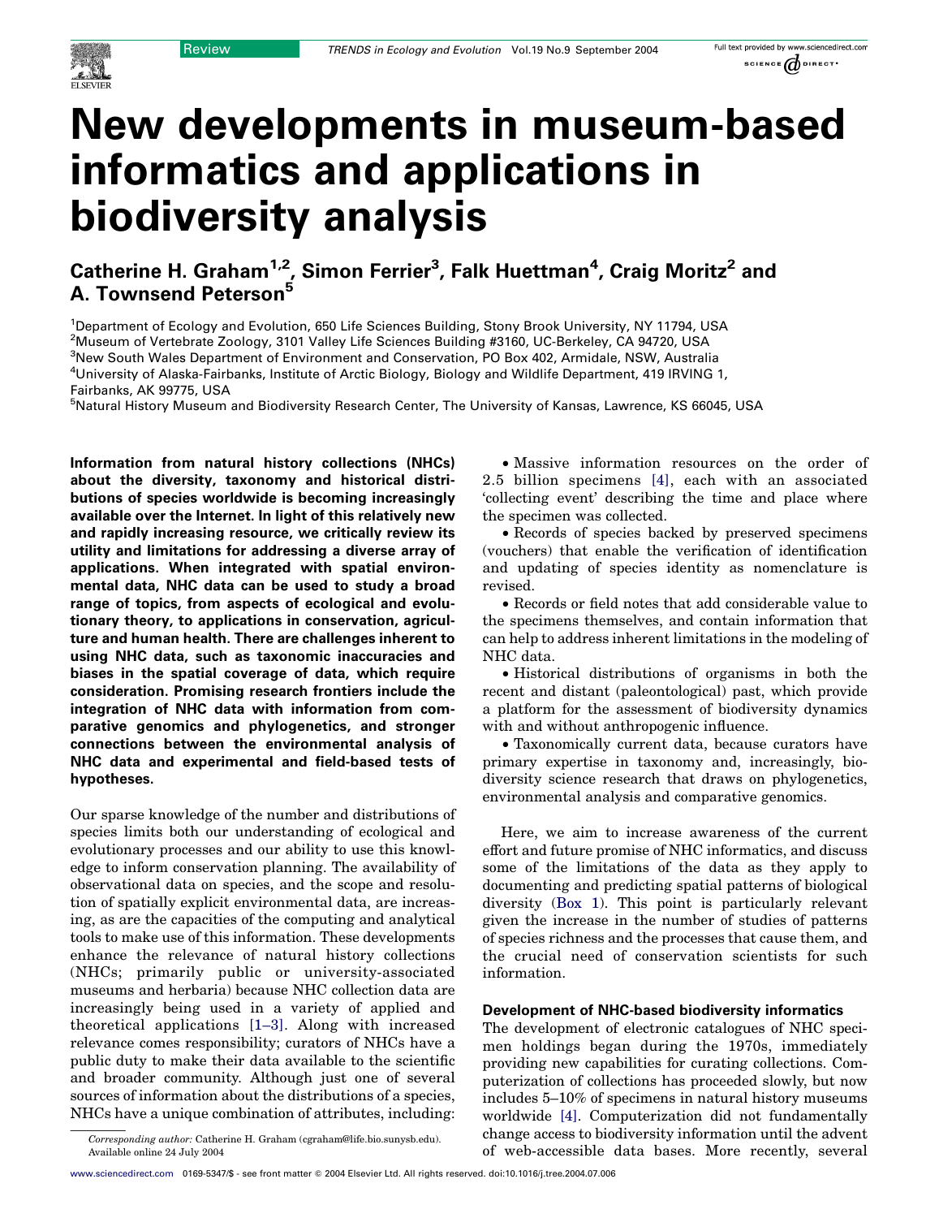# New developments in museum-based informatics and applications in biodiversity analysis

**Catherine H. Graham[1,2], Simon Ferrier[3], Falk Huettman[4], Craig Moritz[2] and A. Townsend Peterson[5]**

[1] Department of Ecology and Evolution, 650 Life Sciences Building, Stony Brook University, NY 11794, USA
[2] Museum of Vertebrate Zoology, 3101 Valley Life Sciences Building #3160, UC-Berkeley, CA 94720, USA
[3] New South Wales Department of Environment and Conservation, PO Box 402, Armidale, NSW, Australia
[4] University of Alaska-Fairbanks, Institute of Arctic Biology, Biology and Wildlife Department, 419 IRVING 1, Fairbanks, AK 99775, USA
[5] Natural History Museum and Biodiversity Research Center, The University of Kansas, Lawrence, KS 66045, USA

**Information from natural history collections (NHCs) about the diversity, taxonomy and historical distributions of species worldwide is becoming increasingly available over the Internet. In light of this relatively new and rapidly increasing resource, we critically review its utility and limitations for addressing a diverse array of applications. When integrated with spatial environmental data, NHC data can be used to study a broad range of topics, from aspects of ecological and evolutionary theory, to applications in conservation, agriculture and human health. There are challenges inherent to using NHC data, such as taxonomic inaccuracies and biases in the spatial coverage of data, which require consideration. Promising research frontiers include the integration of NHC data with information from comparative genomics and phylogenetics, and stronger connections between the environmental analysis of NHC data and experimental and field-based tests of hypotheses.**

Our sparse knowledge of the number and distributions of species limits both our understanding of ecological and evolutionary processes and our ability to use this knowledge to inform conservation planning. The availability of observational data on species, and the scope and resolution of spatially explicit environmental data, are increasing, as are the capacities of the computing and analytical tools to make use of this information. These developments enhance the relevance of natural history collections (NHCs; primarily public or university-associated museums and herbaria) because NHC collection data are increasingly being used in a variety of applied and theoretical applications [1–3]. Along with increased relevance comes responsibility; curators of NHCs have a public duty to make their data available to the scientific and broader community. Although just one of several sources of information about the distributions of a species, NHCs have a unique combination of attributes, including:

- Massive information resources on the order of 2.5 billion specimens [4], each with an associated 'collecting event' describing the time and place where the specimen was collected.
- Records of species backed by preserved specimens (vouchers) that enable the verification of identification and updating of species identity as nomenclature is revised.
- Records or field notes that add considerable value to the specimens themselves, and contain information that can help to address inherent limitations in the modeling of NHC data.
- Historical distributions of organisms in both the recent and distant (paleontological) past, which provide a platform for the assessment of biodiversity dynamics with and without anthropogenic influence.
- Taxonomically current data, because curators have primary expertise in taxonomy and, increasingly, biodiversity science research that draws on phylogenetics, environmental analysis and comparative genomics.

Here, we aim to increase awareness of the current effort and future promise of NHC informatics, and discuss some of the limitations of the data as they apply to documenting and predicting spatial patterns of biological diversity (Box 1). This point is particularly relevant given the increase in the number of studies of patterns of species richness and the processes that cause them, and the crucial need of conservation scientists for such information.

## Development of NHC-based biodiversity informatics

The development of electronic catalogues of NHC specimen holdings began during the 1970s, immediately providing new capabilities for curating collections. Computerization of collections has proceeded slowly, but now includes 5–10% of specimens in natural history museums worldwide [4]. Computerization did not fundamentally change access to biodiversity information until the advent of web-accessible data bases. More recently, several

*Corresponding author:* Catherine H. Graham (cgraham@life.bio.sunysb.edu).
Available online 24 July 2004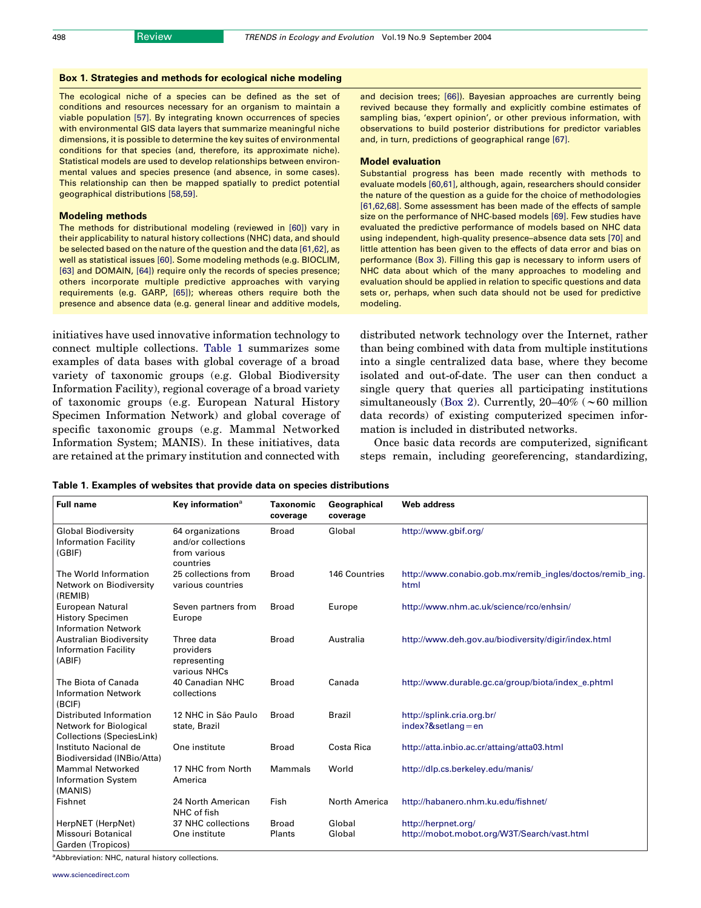## Box 1. Strategies and methods for ecological niche modeling

The ecological niche of a species can be defined as the set of conditions and resources necessary for an organism to maintain a viable population [57]. By integrating known occurrences of species with environmental GIS data layers that summarize meaningful niche dimensions, it is possible to determine the key suites of environmental conditions for that species (and, therefore, its approximate niche). Statistical models are used to develop relationships between environmental values and species presence (and absence, in some cases). This relationship can then be mapped spatially to predict potential geographical distributions [58,59].

### Modeling methods

The methods for distributional modeling (reviewed in [60]) vary in their applicability to natural history collections (NHC) data, and should be selected based on the nature of the question and the data [61,62], as well as statistical issues [60]. Some modeling methods (e.g. BIOCLIM, [63] and DOMAIN, [64]) require only the records of species presence; others incorporate multiple predictive approaches with varying requirements (e.g. GARP, [65]); whereas others require both the presence and absence data (e.g. general linear and additive models, and decision trees; [66]). Bayesian approaches are currently being revived because they formally and explicitly combine estimates of sampling bias, 'expert opinion', or other previous information, with observations to build posterior distributions for predictor variables and, in turn, predictions of geographical range [67].

### Model evaluation

Substantial progress has been made recently with methods to evaluate models [60,61], although, again, researchers should consider the nature of the question as a guide for the choice of methodologies [61,62,68]. Some assessment has been made of the effects of sample size on the performance of NHC-based models [69]. Few studies have evaluated the predictive performance of models based on NHC data using independent, high-quality presence–absence data sets [70] and little attention has been given to the effects of data error and bias on performance (Box 3). Filling this gap is necessary to inform users of NHC data about which of the many approaches to modeling and evaluation should be applied in relation to specific questions and data sets or, perhaps, when such data should not be used for predictive modeling.

initiatives have used innovative information technology to connect multiple collections. Table 1 summarizes some examples of data bases with global coverage of a broad variety of taxonomic groups (e.g. Global Biodiversity Information Facility), regional coverage of a broad variety of taxonomic groups (e.g. European Natural History Specimen Information Network) and global coverage of specific taxonomic groups (e.g. Mammal Networked Information System; MANIS). In these initiatives, data are retained at the primary institution and connected with distributed network technology over the Internet, rather than being combined with data from multiple institutions into a single centralized data base, where they become isolated and out-of-date. The user can then conduct a single query that queries all participating institutions simultaneously (Box 2). Currently, 20–40% (~60 million data records) of existing computerized specimen information is included in distributed networks.

Once basic data records are computerized, significant steps remain, including georeferencing, standardizing,

**Table 1. Examples of websites that provide data on species distributions**

| Full name | Key information[a] | Taxonomic coverage | Geographical coverage | Web address |
|---|---|---|---|---|
| Global Biodiversity Information Facility (GBIF) | 64 organizations and/or collections from various countries | Broad | Global | http://www.gbif.org/ |
| The World Information Network on Biodiversity (REMIB) | 25 collections from various countries | Broad | 146 Countries | http://www.conabio.gob.mx/remib_ingles/doctos/remib_ing.html |
| European Natural History Specimen Information Network | Seven partners from Europe | Broad | Europe | http://www.nhm.ac.uk/science/rco/enhsin/ |
| Australian Biodiversity Information Facility (ABIF) | Three data providers representing various NHCs | Broad | Australia | http://www.deh.gov.au/biodiversity/digir/index.html |
| The Biota of Canada Information Network (BCIF) | 40 Canadian NHC collections | Broad | Canada | http://www.durable.gc.ca/group/biota/index_e.phtml |
| Distributed Information Network for Biological Collections (SpeciesLink) | 12 NHC in São Paulo state, Brazil | Broad | Brazil | http://splink.cria.org.br/index?&setlang=en |
| Instituto Nacional de Biodiversidad (INBio/Atta) | One institute | Broad | Costa Rica | http://atta.inbio.ac.cr/attaing/atta03.html |
| Mammal Networked Information System (MANIS) | 17 NHC from North America | Mammals | World | http://dlp.cs.berkeley.edu/manis/ |
| Fishnet | 24 North American NHC of fish | Fish | North America | http://habanero.nhm.ku.edu/fishnet/ |
| HerpNET (HerpNet) | 37 NHC collections | Broad | Global | http://herpnet.org/ |
| Missouri Botanical Garden (Tropicos) | One institute | Plants | Global | http://mobot.mobot.org/W3T/Search/vast.html |

[a]Abbreviation: NHC, natural history collections.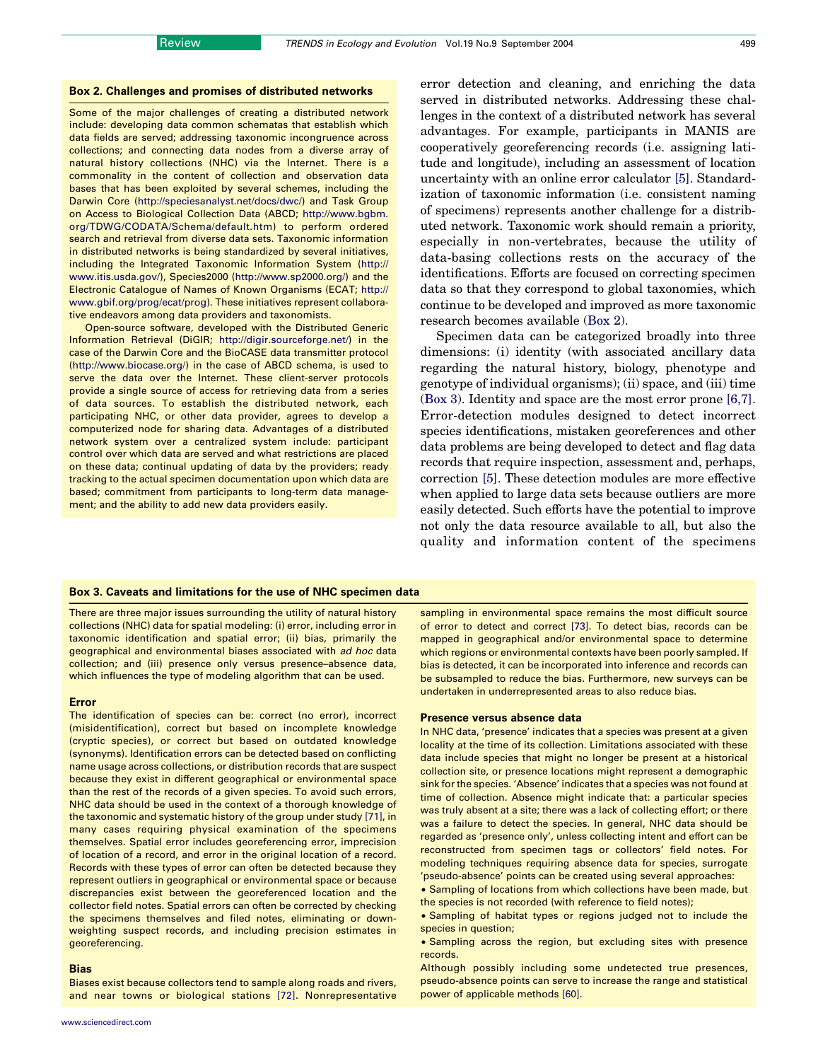### Box 2. Challenges and promises of distributed networks

Some of the major challenges of creating a distributed network include: developing data common schematas that establish which data fields are served; addressing taxonomic incongruence across collections; and connecting data nodes from a diverse array of natural history collections (NHC) via the Internet. There is a commonality in the content of collection and observation data bases that has been exploited by several schemes, including the Darwin Core (http://speciesanalyst.net/docs/dwc/) and Task Group on Access to Biological Collection Data (ABCD; http://www.bgbm.org/TDWG/CODATA/Schema/default.htm) to perform ordered search and retrieval from diverse data sets. Taxonomic information in distributed networks is being standardized by several initiatives, including the Integrated Taxonomic Information System (http://www.itis.usda.gov/), Species2000 (http://www.sp2000.org/) and the Electronic Catalogue of Names of Known Organisms (ECAT; http://www.gbif.org/prog/ecat/prog). These initiatives represent collaborative endeavors among data providers and taxonomists.

Open-source software, developed with the Distributed Generic Information Retrieval (DiGIR; http://digir.sourceforge.net/) in the case of the Darwin Core and the BioCASE data transmitter protocol (http://www.biocase.org/) in the case of ABCD schema, is used to serve the data over the Internet. These client-server protocols provide a single source of access for retrieving data from a series of data sources. To establish the distributed network, each participating NHC, or other data provider, agrees to develop a computerized node for sharing data. Advantages of a distributed network system over a centralized system include: participant control over which data are served and what restrictions are placed on these data; continual updating of data by the providers; ready tracking to the actual specimen documentation upon which data are based; commitment from participants to long-term data management; and the ability to add new data providers easily.

error detection and cleaning, and enriching the data served in distributed networks. Addressing these challenges in the context of a distributed network has several advantages. For example, participants in MANIS are cooperatively georeferencing records (i.e. assigning latitude and longitude), including an assessment of location uncertainty with an online error calculator [5]. Standardization of taxonomic information (i.e. consistent naming of specimens) represents another challenge for a distributed network. Taxonomic work should remain a priority, especially in non-vertebrates, because the utility of data-basing collections rests on the accuracy of the identifications. Efforts are focused on correcting specimen data so that they correspond to global taxonomies, which continue to be developed and improved as more taxonomic research becomes available (Box 2).

Specimen data can be categorized broadly into three dimensions: (i) identity (with associated ancillary data regarding the natural history, biology, phenotype and genotype of individual organisms); (ii) space, and (iii) time (Box 3). Identity and space are the most error prone [6,7]. Error-detection modules designed to detect incorrect species identifications, mistaken georeferences and other data problems are being developed to detect and flag data records that require inspection, assessment and, perhaps, correction [5]. These detection modules are more effective when applied to large data sets because outliers are more easily detected. Such efforts have the potential to improve not only the data resource available to all, but also the quality and information content of the specimens

### Box 3. Caveats and limitations for the use of NHC specimen data

There are three major issues surrounding the utility of natural history collections (NHC) data for spatial modeling: (i) error, including error in taxonomic identification and spatial error; (ii) bias, primarily the geographical and environmental biases associated with *ad hoc* data collection; and (iii) presence only versus presence–absence data, which influences the type of modeling algorithm that can be used.

#### Error

The identification of species can be: correct (no error), incorrect (misidentification), correct but based on incomplete knowledge (cryptic species), or correct but based on outdated knowledge (synonyms). Identification errors can be detected based on conflicting name usage across collections, or distribution records that are suspect because they exist in different geographical or environmental space than the rest of the records of a given species. To avoid such errors, NHC data should be used in the context of a thorough knowledge of the taxonomic and systematic history of the group under study [71], in many cases requiring physical examination of the specimens themselves. Spatial error includes georeferencing error, imprecision of location of a record, and error in the original location of a record. Records with these types of error can often be detected because they represent outliers in geographical or environmental space or because discrepancies exist between the georeferenced location and the collector field notes. Spatial errors can often be corrected by checking the specimens themselves and filed notes, eliminating or down-weighting suspect records, and including precision estimates in georeferencing.

#### Bias

Biases exist because collectors tend to sample along roads and rivers, and near towns or biological stations [72]. Nonrepresentative sampling in environmental space remains the most difficult source of error to detect and correct [73]. To detect bias, records can be mapped in geographical and/or environmental space to determine which regions or environmental contexts have been poorly sampled. If bias is detected, it can be incorporated into inference and records can be subsampled to reduce the bias. Furthermore, new surveys can be undertaken in underrepresented areas to also reduce bias.

#### Presence versus absence data

In NHC data, 'presence' indicates that a species was present at a given locality at the time of its collection. Limitations associated with these data include species that might no longer be present at a historical collection site, or presence locations might represent a demographic sink for the species. 'Absence' indicates that a species was not found at time of collection. Absence might indicate that: a particular species was truly absent at a site; there was a lack of collecting effort; or there was a failure to detect the species. In general, NHC data should be regarded as 'presence only', unless collecting intent and effort can be reconstructed from specimen tags or collectors' field notes. For modeling techniques requiring absence data for species, surrogate 'pseudo-absence' points can be created using several approaches:

- Sampling of locations from which collections have been made, but the species is not recorded (with reference to field notes);
- Sampling of habitat types or regions judged not to include the species in question;
- Sampling across the region, but excluding sites with presence records.

Although possibly including some undetected true presences, pseudo-absence points can serve to increase the range and statistical power of applicable methods [60].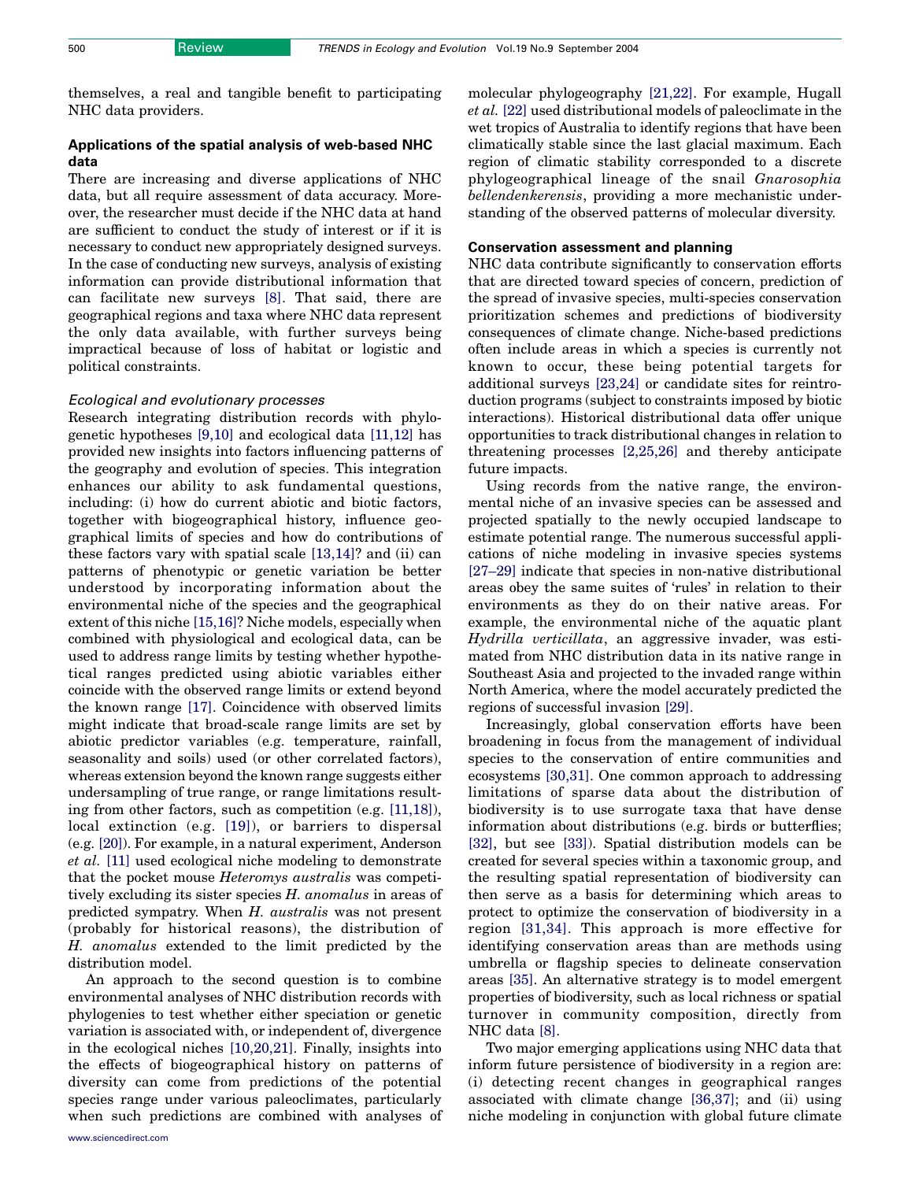themselves, a real and tangible benefit to participating NHC data providers.

## Applications of the spatial analysis of web-based NHC data

There are increasing and diverse applications of NHC data, but all require assessment of data accuracy. Moreover, the researcher must decide if the NHC data at hand are sufficient to conduct the study of interest or if it is necessary to conduct new appropriately designed surveys. In the case of conducting new surveys, analysis of existing information can provide distributional information that can facilitate new surveys [8]. That said, there are geographical regions and taxa where NHC data represent the only data available, with further surveys being impractical because of loss of habitat or logistic and political constraints.

### *Ecological and evolutionary processes*

Research integrating distribution records with phylogenetic hypotheses [9,10] and ecological data [11,12] has provided new insights into factors influencing patterns of the geography and evolution of species. This integration enhances our ability to ask fundamental questions, including: (i) how do current abiotic and biotic factors, together with biogeographical history, influence geographical limits of species and how do contributions of these factors vary with spatial scale [13,14]? and (ii) can patterns of phenotypic or genetic variation be better understood by incorporating information about the environmental niche of the species and the geographical extent of this niche [15,16]? Niche models, especially when combined with physiological and ecological data, can be used to address range limits by testing whether hypothetical ranges predicted using abiotic variables either coincide with the observed range limits or extend beyond the known range [17]. Coincidence with observed limits might indicate that broad-scale range limits are set by abiotic predictor variables (e.g. temperature, rainfall, seasonality and soils) used (or other correlated factors), whereas extension beyond the known range suggests either undersampling of true range, or range limitations resulting from other factors, such as competition (e.g. [11,18]), local extinction (e.g. [19]), or barriers to dispersal (e.g. [20]). For example, in a natural experiment, Anderson *et al.* [11] used ecological niche modeling to demonstrate that the pocket mouse *Heteromys australis* was competitively excluding its sister species *H. anomalus* in areas of predicted sympatry. When *H. australis* was not present (probably for historical reasons), the distribution of *H. anomalus* extended to the limit predicted by the distribution model.

An approach to the second question is to combine environmental analyses of NHC distribution records with phylogenies to test whether either speciation or genetic variation is associated with, or independent of, divergence in the ecological niches [10,20,21]. Finally, insights into the effects of biogeographical history on patterns of diversity can come from predictions of the potential species range under various paleoclimates, particularly when such predictions are combined with analyses of molecular phylogeography [21,22]. For example, Hugall *et al.* [22] used distributional models of paleoclimate in the wet tropics of Australia to identify regions that have been climatically stable since the last glacial maximum. Each region of climatic stability corresponded to a discrete phylogeographical lineage of the snail *Gnarosophia bellendenkerensis*, providing a more mechanistic understanding of the observed patterns of molecular diversity.

### Conservation assessment and planning

NHC data contribute significantly to conservation efforts that are directed toward species of concern, prediction of the spread of invasive species, multi-species conservation prioritization schemes and predictions of biodiversity consequences of climate change. Niche-based predictions often include areas in which a species is currently not known to occur, these being potential targets for additional surveys [23,24] or candidate sites for reintroduction programs (subject to constraints imposed by biotic interactions). Historical distributional data offer unique opportunities to track distributional changes in relation to threatening processes [2,25,26] and thereby anticipate future impacts.

Using records from the native range, the environmental niche of an invasive species can be assessed and projected spatially to the newly occupied landscape to estimate potential range. The numerous successful applications of niche modeling in invasive species systems [27–29] indicate that species in non-native distributional areas obey the same suites of 'rules' in relation to their environments as they do on their native areas. For example, the environmental niche of the aquatic plant *Hydrilla verticillata*, an aggressive invader, was estimated from NHC distribution data in its native range in Southeast Asia and projected to the invaded range within North America, where the model accurately predicted the regions of successful invasion [29].

Increasingly, global conservation efforts have been broadening in focus from the management of individual species to the conservation of entire communities and ecosystems [30,31]. One common approach to addressing limitations of sparse data about the distribution of biodiversity is to use surrogate taxa that have dense information about distributions (e.g. birds or butterflies; [32], but see [33]). Spatial distribution models can be created for several species within a taxonomic group, and the resulting spatial representation of biodiversity can then serve as a basis for determining which areas to protect to optimize the conservation of biodiversity in a region [31,34]. This approach is more effective for identifying conservation areas than are methods using umbrella or flagship species to delineate conservation areas [35]. An alternative strategy is to model emergent properties of biodiversity, such as local richness or spatial turnover in community composition, directly from NHC data [8].

Two major emerging applications using NHC data that inform future persistence of biodiversity in a region are: (i) detecting recent changes in geographical ranges associated with climate change [36,37]; and (ii) using niche modeling in conjunction with global future climate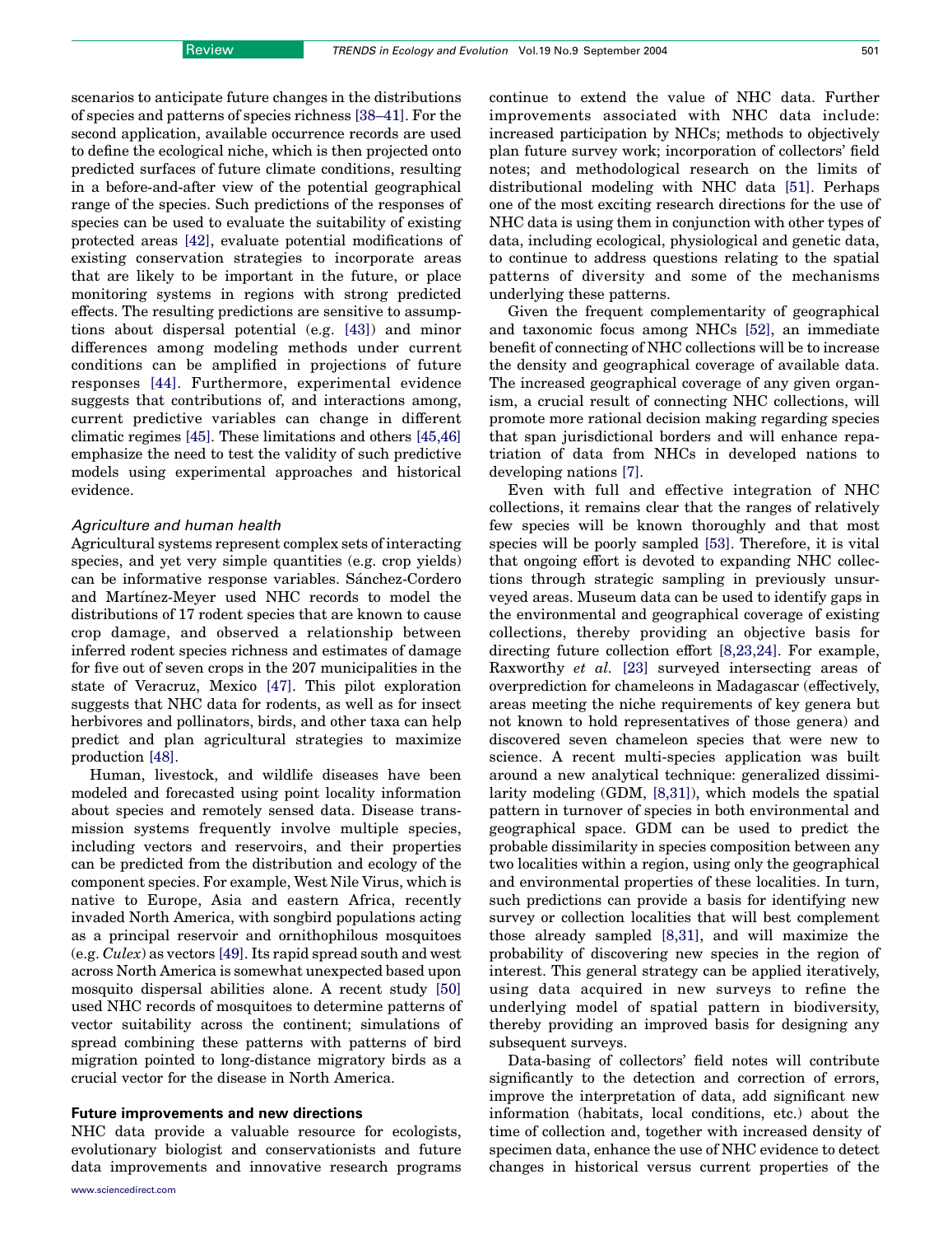scenarios to anticipate future changes in the distributions of species and patterns of species richness [38–41]. For the second application, available occurrence records are used to define the ecological niche, which is then projected onto predicted surfaces of future climate conditions, resulting in a before-and-after view of the potential geographical range of the species. Such predictions of the responses of species can be used to evaluate the suitability of existing protected areas [42], evaluate potential modifications of existing conservation strategies to incorporate areas that are likely to be important in the future, or place monitoring systems in regions with strong predicted effects. The resulting predictions are sensitive to assumptions about dispersal potential (e.g. [43]) and minor differences among modeling methods under current conditions can be amplified in projections of future responses [44]. Furthermore, experimental evidence suggests that contributions of, and interactions among, current predictive variables can change in different climatic regimes [45]. These limitations and others [45,46] emphasize the need to test the validity of such predictive models using experimental approaches and historical evidence.

### *Agriculture and human health*

Agricultural systems represent complex sets of interacting species, and yet very simple quantities (e.g. crop yields) can be informative response variables. Sánchez-Cordero and Martínez-Meyer used NHC records to model the distributions of 17 rodent species that are known to cause crop damage, and observed a relationship between inferred rodent species richness and estimates of damage for five out of seven crops in the 207 municipalities in the state of Veracruz, Mexico [47]. This pilot exploration suggests that NHC data for rodents, as well as for insect herbivores and pollinators, birds, and other taxa can help predict and plan agricultural strategies to maximize production [48].

Human, livestock, and wildlife diseases have been modeled and forecasted using point locality information about species and remotely sensed data. Disease transmission systems frequently involve multiple species, including vectors and reservoirs, and their properties can be predicted from the distribution and ecology of the component species. For example, West Nile Virus, which is native to Europe, Asia and eastern Africa, recently invaded North America, with songbird populations acting as a principal reservoir and ornithophilous mosquitoes (e.g. *Culex*) as vectors [49]. Its rapid spread south and west across North America is somewhat unexpected based upon mosquito dispersal abilities alone. A recent study [50] used NHC records of mosquitoes to determine patterns of vector suitability across the continent; simulations of spread combining these patterns with patterns of bird migration pointed to long-distance migratory birds as a crucial vector for the disease in North America.

## Future improvements and new directions

NHC data provide a valuable resource for ecologists, evolutionary biologist and conservationists and future data improvements and innovative research programs continue to extend the value of NHC data. Further improvements associated with NHC data include: increased participation by NHCs; methods to objectively plan future survey work; incorporation of collectors' field notes; and methodological research on the limits of distributional modeling with NHC data [51]. Perhaps one of the most exciting research directions for the use of NHC data is using them in conjunction with other types of data, including ecological, physiological and genetic data, to continue to address questions relating to the spatial patterns of diversity and some of the mechanisms underlying these patterns.

Given the frequent complementarity of geographical and taxonomic focus among NHCs [52], an immediate benefit of connecting of NHC collections will be to increase the density and geographical coverage of available data. The increased geographical coverage of any given organism, a crucial result of connecting NHC collections, will promote more rational decision making regarding species that span jurisdictional borders and will enhance repatriation of data from NHCs in developed nations to developing nations [7].

Even with full and effective integration of NHC collections, it remains clear that the ranges of relatively few species will be known thoroughly and that most species will be poorly sampled [53]. Therefore, it is vital that ongoing effort is devoted to expanding NHC collections through strategic sampling in previously unsurveyed areas. Museum data can be used to identify gaps in the environmental and geographical coverage of existing collections, thereby providing an objective basis for directing future collection effort [8,23,24]. For example, Raxworthy *et al.* [23] surveyed intersecting areas of overprediction for chameleons in Madagascar (effectively, areas meeting the niche requirements of key genera but not known to hold representatives of those genera) and discovered seven chameleon species that were new to science. A recent multi-species application was built around a new analytical technique: generalized dissimilarity modeling (GDM, [8,31]), which models the spatial pattern in turnover of species in both environmental and geographical space. GDM can be used to predict the probable dissimilarity in species composition between any two localities within a region, using only the geographical and environmental properties of these localities. In turn, such predictions can provide a basis for identifying new survey or collection localities that will best complement those already sampled [8,31], and will maximize the probability of discovering new species in the region of interest. This general strategy can be applied iteratively, using data acquired in new surveys to refine the underlying model of spatial pattern in biodiversity, thereby providing an improved basis for designing any subsequent surveys.

Data-basing of collectors' field notes will contribute significantly to the detection and correction of errors, improve the interpretation of data, add significant new information (habitats, local conditions, etc.) about the time of collection and, together with increased density of specimen data, enhance the use of NHC evidence to detect changes in historical versus current properties of the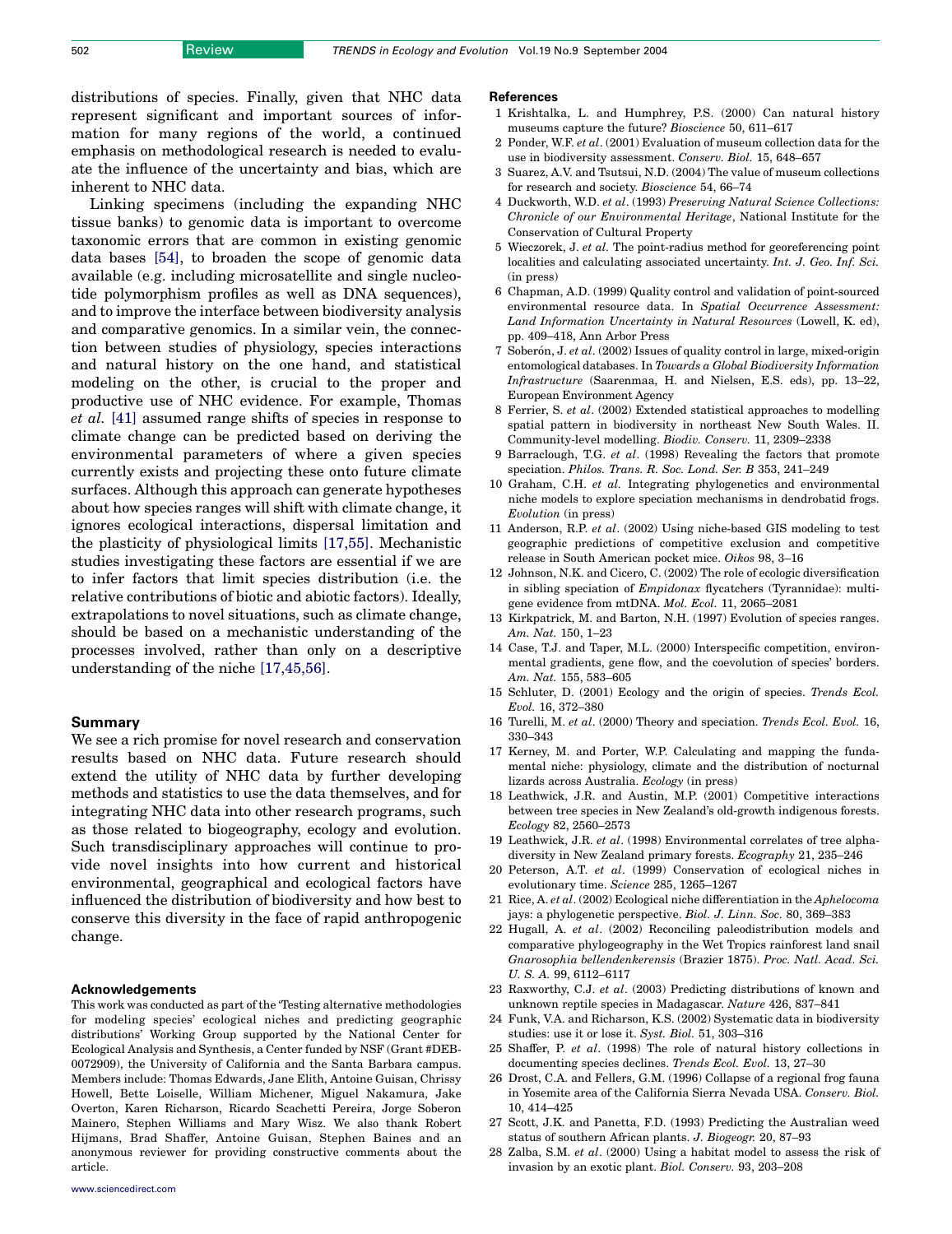distributions of species. Finally, given that NHC data represent significant and important sources of information for many regions of the world, a continued emphasis on methodological research is needed to evaluate the influence of the uncertainty and bias, which are inherent to NHC data.

Linking specimens (including the expanding NHC tissue banks) to genomic data is important to overcome taxonomic errors that are common in existing genomic data bases [54], to broaden the scope of genomic data available (e.g. including microsatellite and single nucleotide polymorphism profiles as well as DNA sequences), and to improve the interface between biodiversity analysis and comparative genomics. In a similar vein, the connection between studies of physiology, species interactions and natural history on the one hand, and statistical modeling on the other, is crucial to the proper and productive use of NHC evidence. For example, Thomas *et al.* [41] assumed range shifts of species in response to climate change can be predicted based on deriving the environmental parameters of where a given species currently exists and projecting these onto future climate surfaces. Although this approach can generate hypotheses about how species ranges will shift with climate change, it ignores ecological interactions, dispersal limitation and the plasticity of physiological limits [17,55]. Mechanistic studies investigating these factors are essential if we are to infer factors that limit species distribution (i.e. the relative contributions of biotic and abiotic factors). Ideally, extrapolations to novel situations, such as climate change, should be based on a mechanistic understanding of the processes involved, rather than only on a descriptive understanding of the niche [17,45,56].

## Summary

We see a rich promise for novel research and conservation results based on NHC data. Future research should extend the utility of NHC data by further developing methods and statistics to use the data themselves, and for integrating NHC data into other research programs, such as those related to biogeography, ecology and evolution. Such transdisciplinary approaches will continue to provide novel insights into how current and historical environmental, geographical and ecological factors have influenced the distribution of biodiversity and how best to conserve this diversity in the face of rapid anthropogenic change.

### Acknowledgements

This work was conducted as part of the 'Testing alternative methodologies for modeling species' ecological niches and predicting geographic distributions' Working Group supported by the National Center for Ecological Analysis and Synthesis, a Center funded by NSF (Grant #DEB-0072909), the University of California and the Santa Barbara campus. Members include: Thomas Edwards, Jane Elith, Antoine Guisan, Chrissy Howell, Bette Loiselle, William Michener, Miguel Nakamura, Jake Overton, Karen Richarson, Ricardo Scachetti Pereira, Jorge Soberon Mainero, Stephen Williams and Mary Wisz. We also thank Robert Hijmans, Brad Shaffer, Antoine Guisan, Stephen Baines and an anonymous reviewer for providing constructive comments about the article.

## References

1 Krishtalka, L. and Humphrey, P.S. (2000) Can natural history museums capture the future? *Bioscience* 50, 611–617

2 Ponder, W.F. *et al.* (2001) Evaluation of museum collection data for the use in biodiversity assessment. *Conserv. Biol.* 15, 648–657

3 Suarez, A.V. and Tsutsui, N.D. (2004) The value of museum collections for research and society. *Bioscience* 54, 66–74

4 Duckworth, W.D. *et al.* (1993) *Preserving Natural Science Collections: Chronicle of our Environmental Heritage*, National Institute for the Conservation of Cultural Property

5 Wieczorek, J. *et al.* The point-radius method for georeferencing point localities and calculating associated uncertainty. *Int. J. Geo. Inf. Sci.* (in press)

6 Chapman, A.D. (1999) Quality control and validation of point-sourced environmental resource data. In *Spatial Occurrence Assessment: Land Information Uncertainty in Natural Resources* (Lowell, K. ed), pp. 409–418, Ann Arbor Press

7 Soberón, J. *et al.* (2002) Issues of quality control in large, mixed-origin entomological databases. In *Towards a Global Biodiversity Information Infrastructure* (Saarenmaa, H. and Nielsen, E.S. eds), pp. 13–22, European Environment Agency

8 Ferrier, S. *et al.* (2002) Extended statistical approaches to modelling spatial pattern in biodiversity in northeast New South Wales. II. Community-level modelling. *Biodiv. Conserv.* 11, 2309–2338

9 Barraclough, T.G. *et al.* (1998) Revealing the factors that promote speciation. *Philos. Trans. R. Soc. Lond. Ser. B* 353, 241–249

10 Graham, C.H. *et al.* Integrating phylogenetics and environmental niche models to explore speciation mechanisms in dendrobatid frogs. *Evolution* (in press)

11 Anderson, R.P. *et al.* (2002) Using niche-based GIS modeling to test geographic predictions of competitive exclusion and competitive release in South American pocket mice. *Oikos* 98, 3–16

12 Johnson, N.K. and Cicero, C. (2002) The role of ecologic diversification in sibling speciation of *Empidonax* flycatchers (Tyrannidae): multigene evidence from mtDNA. *Mol. Ecol.* 11, 2065–2081

13 Kirkpatrick, M. and Barton, N.H. (1997) Evolution of species ranges. *Am. Nat.* 150, 1–23

14 Case, T.J. and Taper, M.L. (2000) Interspecific competition, environmental gradients, gene flow, and the coevolution of species' borders. *Am. Nat.* 155, 583–605

15 Schluter, D. (2001) Ecology and the origin of species. *Trends Ecol. Evol.* 16, 372–380

16 Turelli, M. *et al.* (2000) Theory and speciation. *Trends Ecol. Evol.* 16, 330–343

17 Kerney, M. and Porter, W.P. Calculating and mapping the fundamental niche: physiology, climate and the distribution of nocturnal lizards across Australia. *Ecology* (in press)

18 Leathwick, J.R. and Austin, M.P. (2001) Competitive interactions between tree species in New Zealand's old-growth indigenous forests. *Ecology* 82, 2560–2573

19 Leathwick, J.R. *et al.* (1998) Environmental correlates of tree alpha-diversity in New Zealand primary forests. *Ecography* 21, 235–246

20 Peterson, A.T. *et al.* (1999) Conservation of ecological niches in evolutionary time. *Science* 285, 1265–1267

21 Rice, A. *et al.* (2002) Ecological niche differentiation in the *Aphelocoma* jays: a phylogenetic perspective. *Biol. J. Linn. Soc.* 80, 369–383

22 Hugall, A. *et al.* (2002) Reconciling paleodistribution models and comparative phylogeography in the Wet Tropics rainforest land snail *Gnarosophia bellendenkerensis* (Brazier 1875). *Proc. Natl. Acad. Sci. U. S. A.* 99, 6112–6117

23 Raxworthy, C.J. *et al.* (2003) Predicting distributions of known and unknown reptile species in Madagascar. *Nature* 426, 837–841

24 Funk, V.A. and Richarson, K.S. (2002) Systematic data in biodiversity studies: use it or lose it. *Syst. Biol.* 51, 303–316

25 Shaffer, P. *et al.* (1998) The role of natural history collections in documenting species declines. *Trends Ecol. Evol.* 13, 27–30

26 Drost, C.A. and Fellers, G.M. (1996) Collapse of a regional frog fauna in Yosemite area of the California Sierra Nevada USA. *Conserv. Biol.* 10, 414–425

27 Scott, J.K. and Panetta, F.D. (1993) Predicting the Australian weed status of southern African plants. *J. Biogeogr.* 20, 87–93

28 Zalba, S.M. *et al.* (2000) Using a habitat model to assess the risk of invasion by an exotic plant. *Biol. Conserv.* 93, 203–208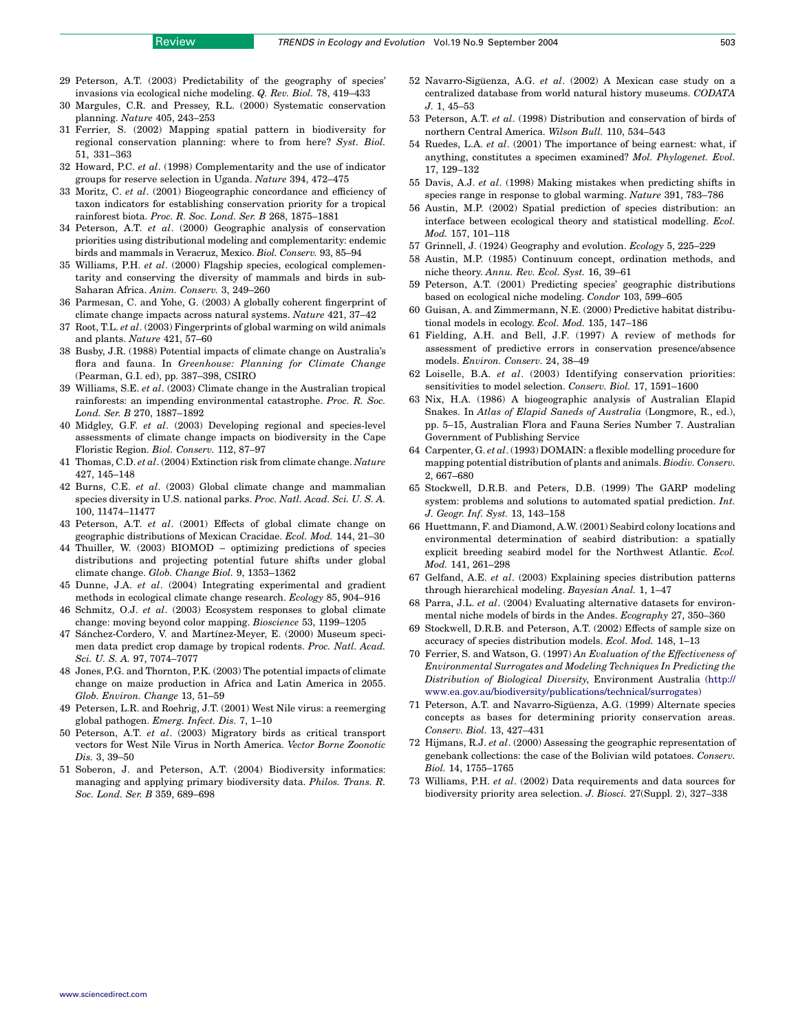29 Peterson, A.T. (2003) Predictability of the geography of species' invasions via ecological niche modeling. *Q. Rev. Biol.* 78, 419–433

30 Margules, C.R. and Pressey, R.L. (2000) Systematic conservation planning. *Nature* 405, 243–253

31 Ferrier, S. (2002) Mapping spatial pattern in biodiversity for regional conservation planning: where to from here? *Syst. Biol.* 51, 331–363

32 Howard, P.C. *et al*. (1998) Complementarity and the use of indicator groups for reserve selection in Uganda. *Nature* 394, 472–475

33 Moritz, C. *et al*. (2001) Biogeographic concordance and efficiency of taxon indicators for establishing conservation priority for a tropical rainforest biota. *Proc. R. Soc. Lond. Ser. B* 268, 1875–1881

34 Peterson, A.T. *et al*. (2000) Geographic analysis of conservation priorities using distributional modeling and complementarity: endemic birds and mammals in Veracruz, Mexico. *Biol. Conserv.* 93, 85–94

35 Williams, P.H. *et al*. (2000) Flagship species, ecological complementarity and conserving the diversity of mammals and birds in sub-Saharan Africa. *Anim. Conserv.* 3, 249–260

36 Parmesan, C. and Yohe, G. (2003) A globally coherent fingerprint of climate change impacts across natural systems. *Nature* 421, 37–42

37 Root, T.L. *et al*. (2003) Fingerprints of global warming on wild animals and plants. *Nature* 421, 57–60

38 Busby, J.R. (1988) Potential impacts of climate change on Australia's flora and fauna. In *Greenhouse: Planning for Climate Change* (Pearman, G.I. ed), pp. 387–398, CSIRO

39 Williams, S.E. *et al*. (2003) Climate change in the Australian tropical rainforests: an impending environmental catastrophe. *Proc. R. Soc. Lond. Ser. B* 270, 1887–1892

40 Midgley, G.F. *et al*. (2003) Developing regional and species-level assessments of climate change impacts on biodiversity in the Cape Floristic Region. *Biol. Conserv.* 112, 87–97

41 Thomas, C.D. *et al*. (2004) Extinction risk from climate change. *Nature* 427, 145–148

42 Burns, C.E. *et al*. (2003) Global climate change and mammalian species diversity in U.S. national parks. *Proc. Natl. Acad. Sci. U. S. A.* 100, 11474–11477

43 Peterson, A.T. *et al*. (2001) Effects of global climate change on geographic distributions of Mexican Cracidae. *Ecol. Mod.* 144, 21–30

44 Thuiller, W. (2003) BIOMOD – optimizing predictions of species distributions and projecting potential future shifts under global climate change. *Glob. Change Biol.* 9, 1353–1362

45 Dunne, J.A. *et al*. (2004) Integrating experimental and gradient methods in ecological climate change research. *Ecology* 85, 904–916

46 Schmitz, O.J. *et al*. (2003) Ecosystem responses to global climate change: moving beyond color mapping. *Bioscience* 53, 1199–1205

47 Sánchez-Cordero, V. and Martínez-Meyer, E. (2000) Museum specimen data predict crop damage by tropical rodents. *Proc. Natl. Acad. Sci. U. S. A.* 97, 7074–7077

48 Jones, P.G. and Thornton, P.K. (2003) The potential impacts of climate change on maize production in Africa and Latin America in 2055. *Glob. Environ. Change* 13, 51–59

49 Petersen, L.R. and Roehrig, J.T. (2001) West Nile virus: a reemerging global pathogen. *Emerg. Infect. Dis.* 7, 1–10

50 Peterson, A.T. *et al*. (2003) Migratory birds as critical transport vectors for West Nile Virus in North America. *Vector Borne Zoonotic Dis.* 3, 39–50

51 Soberon, J. and Peterson, A.T. (2004) Biodiversity informatics: managing and applying primary biodiversity data. *Philos. Trans. R. Soc. Lond. Ser. B* 359, 689–698

52 Navarro-Sigüenza, A.G. *et al*. (2002) A Mexican case study on a centralized database from world natural history museums. *CODATA J.* 1, 45–53

53 Peterson, A.T. *et al*. (1998) Distribution and conservation of birds of northern Central America. *Wilson Bull.* 110, 534–543

54 Ruedes, L.A. *et al*. (2001) The importance of being earnest: what, if anything, constitutes a specimen examined? *Mol. Phylogenet. Evol.* 17, 129–132

55 Davis, A.J. *et al*. (1998) Making mistakes when predicting shifts in species range in response to global warming. *Nature* 391, 783–786

56 Austin, M.P. (2002) Spatial prediction of species distribution: an interface between ecological theory and statistical modelling. *Ecol. Mod.* 157, 101–118

57 Grinnell, J. (1924) Geography and evolution. *Ecology* 5, 225–229

58 Austin, M.P. (1985) Continuum concept, ordination methods, and niche theory. *Annu. Rev. Ecol. Syst.* 16, 39–61

59 Peterson, A.T. (2001) Predicting species' geographic distributions based on ecological niche modeling. *Condor* 103, 599–605

60 Guisan, A. and Zimmermann, N.E. (2000) Predictive habitat distributional models in ecology. *Ecol. Mod.* 135, 147–186

61 Fielding, A.H. and Bell, J.F. (1997) A review of methods for assessment of predictive errors in conservation presence/absence models. *Environ. Conserv.* 24, 38–49

62 Loiselle, B.A. *et al*. (2003) Identifying conservation priorities: sensitivities to model selection. *Conserv. Biol.* 17, 1591–1600

63 Nix, H.A. (1986) A biogeographic analysis of Australian Elapid Snakes. In *Atlas of Elapid Saneds of Australia* (Longmore, R., ed.), pp. 5–15, Australian Flora and Fauna Series Number 7. Australian Government of Publishing Service

64 Carpenter, G. *et al*. (1993) DOMAIN: a flexible modelling procedure for mapping potential distribution of plants and animals. *Biodiv. Conserv.* 2, 667–680

65 Stockwell, D.R.B. and Peters, D.B. (1999) The GARP modeling system: problems and solutions to automated spatial prediction. *Int. J. Geogr. Inf. Syst.* 13, 143–158

66 Huettmann, F. and Diamond, A.W. (2001) Seabird colony locations and environmental determination of seabird distribution: a spatially explicit breeding seabird model for the Northwest Atlantic. *Ecol. Mod.* 141, 261–298

67 Gelfand, A.E. *et al*. (2003) Explaining species distribution patterns through hierarchical modeling. *Bayesian Anal.* 1, 1–47

68 Parra, J.L. *et al*. (2004) Evaluating alternative datasets for environmental niche models of birds in the Andes. *Ecography* 27, 350–360

69 Stockwell, D.R.B. and Peterson, A.T. (2002) Effects of sample size on accuracy of species distribution models. *Ecol. Mod.* 148, 1–13

70 Ferrier, S. and Watson, G. (1997) *An Evaluation of the Effectiveness of Environmental Surrogates and Modeling Techniques In Predicting the Distribution of Biological Diversity*, Environment Australia (http://www.ea.gov.au/biodiversity/publications/technical/surrogates)

71 Peterson, A.T. and Navarro-Sigüenza, A.G. (1999) Alternate species concepts as bases for determining priority conservation areas. *Conserv. Biol.* 13, 427–431

72 Hijmans, R.J. *et al*. (2000) Assessing the geographic representation of genebank collections: the case of the Bolivian wild potatoes. *Conserv. Biol.* 14, 1755–1765

73 Williams, P.H. *et al*. (2002) Data requirements and data sources for biodiversity priority area selection. *J. Biosci.* 27(Suppl. 2), 327–338